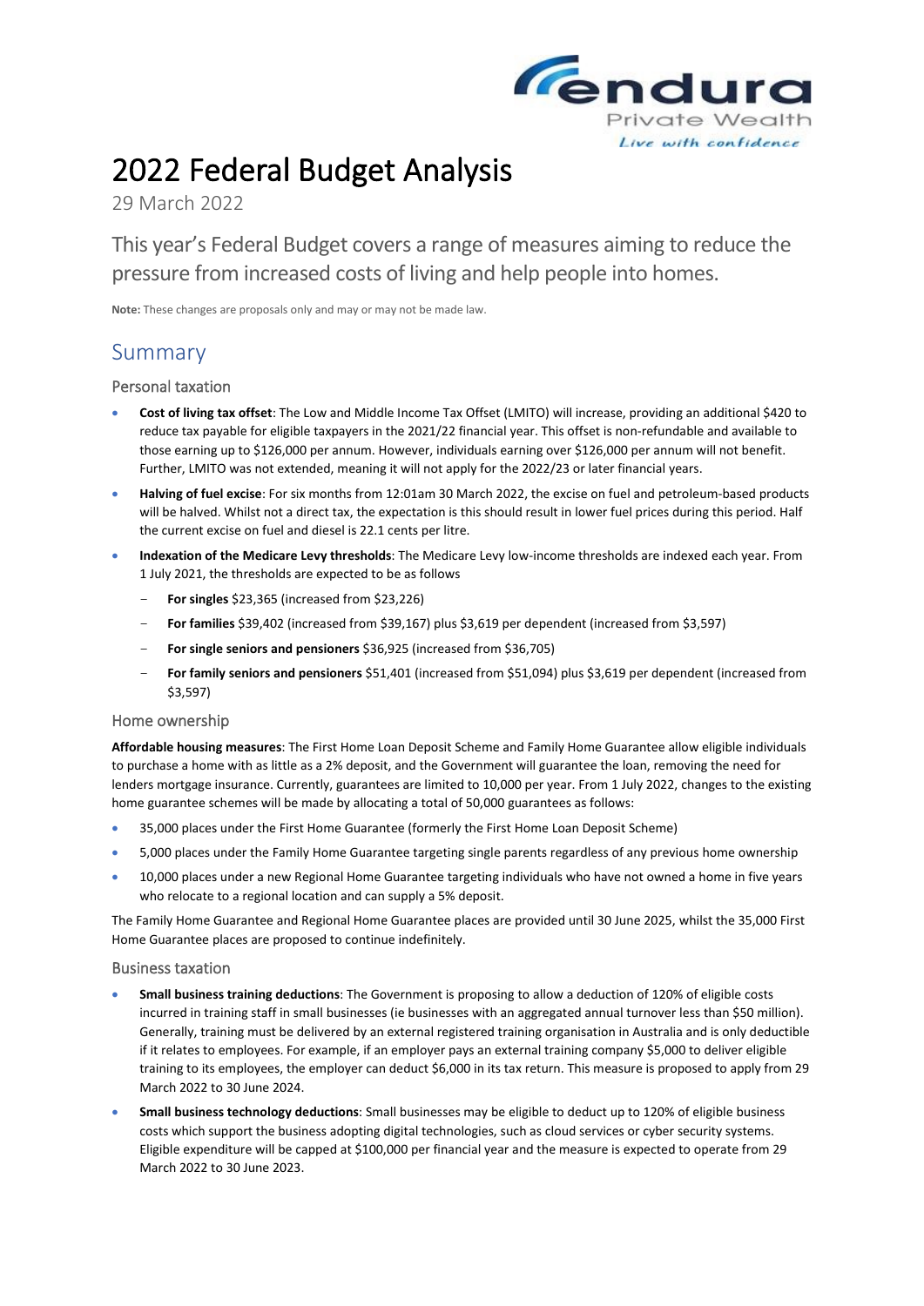# 2022 Federal Budget Analysis

29 March 2022

This year's Federal Budget covers a range of measures aiming to reduce the pressure from increased costs of living and help people into homes.

**Note:** These changes are proposals only and may or may not be made law.

## Summary

### Personal taxation

- **Cost of living tax offset**: The Low and Middle Income Tax Offset (LMITO) will increase, providing an additional $420 to reduce tax payable for eligible taxpayers in the 2021/22 financial year. This offset is non-refundable and available to those earning up to $126,000 per annum. However, individuals earning over $126,000 per annum will not benefit. Further, LMITO was not extended, meaning it will not apply for the 2022/23 or later financial years.
- **Halving of fuel excise**: For six months from 12:01am 30 March 2022, the excise on fuel and petroleum-based products will be halved. Whilst not a direct tax, the expectation is this should result in lower fuel prices during this period. Half the current excise on fuel and diesel is 22.1 cents per litre.
- **Indexation of the Medicare Levy thresholds**: The Medicare Levy low-income thresholds are indexed each year. From 1 July 2021, the thresholds are expected to be as follows
  - **For singles** $23,365 (increased from $23,226)
  - **For families** $39,402 (increased from $39,167) plus $3,619 per dependent (increased from $3,597)
  - **For single seniors and pensioners** $36,925 (increased from $36,705)
  - **For family seniors and pensioners** $51,401 (increased from $51,094) plus $3,619 per dependent (increased from $3,597)

### Home ownership

**Affordable housing measures**: The First Home Loan Deposit Scheme and Family Home Guarantee allow eligible individuals to purchase a home with as little as a 2% deposit, and the Government will guarantee the loan, removing the need for lenders mortgage insurance. Currently, guarantees are limited to 10,000 per year. From 1 July 2022, changes to the existing home guarantee schemes will be made by allocating a total of 50,000 guarantees as follows:

- 35,000 places under the First Home Guarantee (formerly the First Home Loan Deposit Scheme)
- 5,000 places under the Family Home Guarantee targeting single parents regardless of any previous home ownership
- 10,000 places under a new Regional Home Guarantee targeting individuals who have not owned a home in five years who relocate to a regional location and can supply a 5% deposit.

The Family Home Guarantee and Regional Home Guarantee places are provided until 30 June 2025, whilst the 35,000 First Home Guarantee places are proposed to continue indefinitely.

### Business taxation

- **Small business training deductions**: The Government is proposing to allow a deduction of 120% of eligible costs incurred in training staff in small businesses (ie businesses with an aggregated annual turnover less than $50 million). Generally, training must be delivered by an external registered training organisation in Australia and is only deductible if it relates to employees. For example, if an employer pays an external training company $5,000 to deliver eligible training to its employees, the employer can deduct $6,000 in its tax return. This measure is proposed to apply from 29 March 2022 to 30 June 2024.
- **Small business technology deductions**: Small businesses may be eligible to deduct up to 120% of eligible business costs which support the business adopting digital technologies, such as cloud services or cyber security systems. Eligible expenditure will be capped at $100,000 per financial year and the measure is expected to operate from 29 March 2022 to 30 June 2023.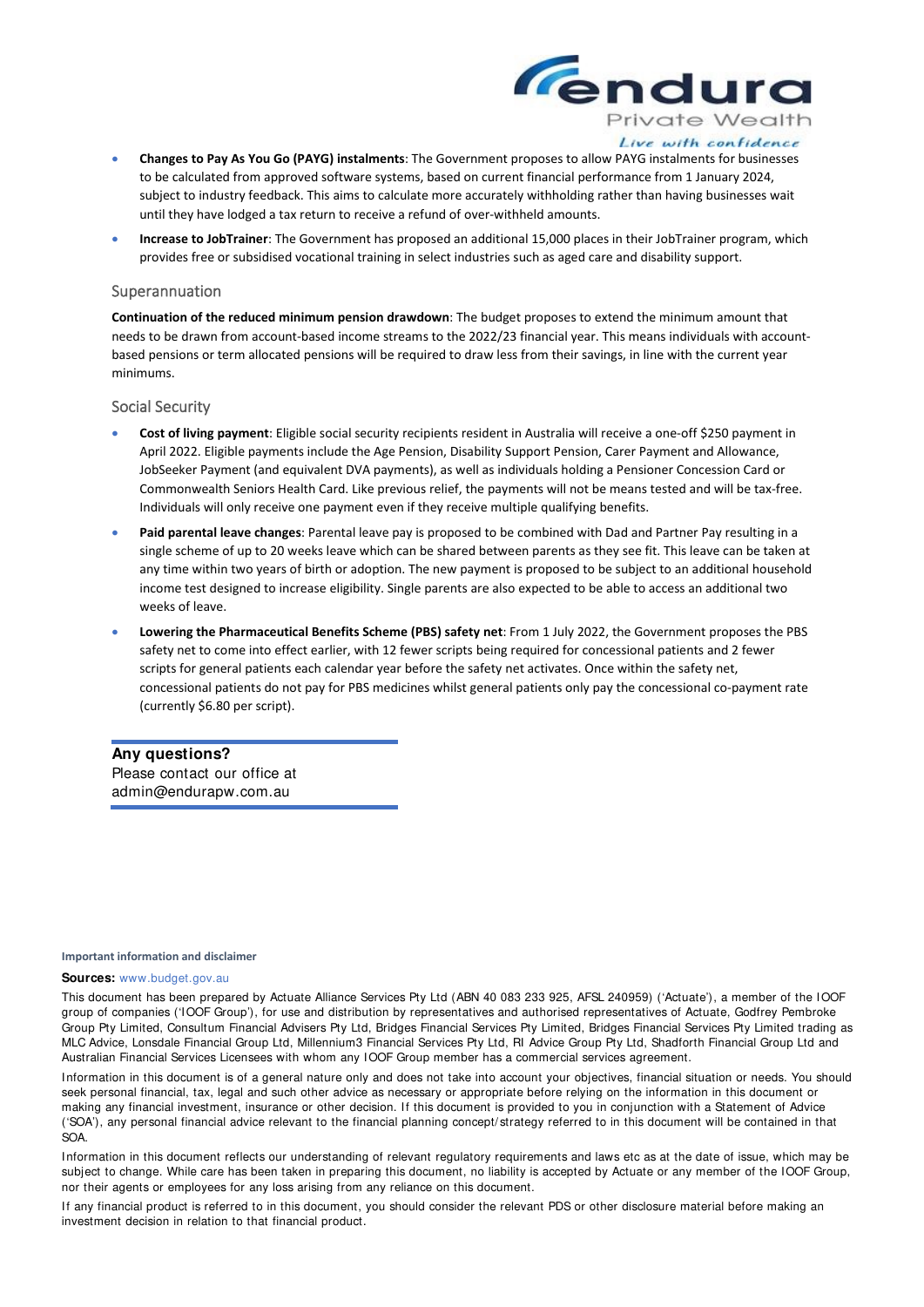- **Changes to Pay As You Go (PAYG) instalments**: The Government proposes to allow PAYG instalments for businesses to be calculated from approved software systems, based on current financial performance from 1 January 2024, subject to industry feedback. This aims to calculate more accurately withholding rather than having businesses wait until they have lodged a tax return to receive a refund of over-withheld amounts.
- **Increase to JobTrainer**: The Government has proposed an additional 15,000 places in their JobTrainer program, which provides free or subsidised vocational training in select industries such as aged care and disability support.

## Superannuation

**Continuation of the reduced minimum pension drawdown**: The budget proposes to extend the minimum amount that needs to be drawn from account-based income streams to the 2022/23 financial year. This means individuals with account-based pensions or term allocated pensions will be required to draw less from their savings, in line with the current year minimums.

## Social Security

- **Cost of living payment**: Eligible social security recipients resident in Australia will receive a one-off $250 payment in April 2022. Eligible payments include the Age Pension, Disability Support Pension, Carer Payment and Allowance, JobSeeker Payment (and equivalent DVA payments), as well as individuals holding a Pensioner Concession Card or Commonwealth Seniors Health Card. Like previous relief, the payments will not be means tested and will be tax-free. Individuals will only receive one payment even if they receive multiple qualifying benefits.
- **Paid parental leave changes**: Parental leave pay is proposed to be combined with Dad and Partner Pay resulting in a single scheme of up to 20 weeks leave which can be shared between parents as they see fit. This leave can be taken at any time within two years of birth or adoption. The new payment is proposed to be subject to an additional household income test designed to increase eligibility. Single parents are also expected to be able to access an additional two weeks of leave.
- **Lowering the Pharmaceutical Benefits Scheme (PBS) safety net**: From 1 July 2022, the Government proposes the PBS safety net to come into effect earlier, with 12 fewer scripts being required for concessional patients and 2 fewer scripts for general patients each calendar year before the safety net activates. Once within the safety net, concessional patients do not pay for PBS medicines whilst general patients only pay the concessional co-payment rate (currently $6.80 per script).

**Any questions?**
Please contact our office at
admin@endurapw.com.au

**Important information and disclaimer**

**Sources:** www.budget.gov.au

This document has been prepared by Actuate Alliance Services Pty Ltd (ABN 40 083 233 925, AFSL 240959) ('Actuate'), a member of the IOOF group of companies ('IOOF Group'), for use and distribution by representatives and authorised representatives of Actuate, Godfrey Pembroke Group Pty Limited, Consultum Financial Advisers Pty Ltd, Bridges Financial Services Pty Limited, Bridges Financial Services Pty Limited trading as MLC Advice, Lonsdale Financial Group Ltd, Millennium3 Financial Services Pty Ltd, RI Advice Group Pty Ltd, Shadforth Financial Group Ltd and Australian Financial Services Licensees with whom any IOOF Group member has a commercial services agreement.

Information in this document is of a general nature only and does not take into account your objectives, financial situation or needs. You should seek personal financial, tax, legal and such other advice as necessary or appropriate before relying on the information in this document or making any financial investment, insurance or other decision. If this document is provided to you in conjunction with a Statement of Advice ('SOA'), any personal financial advice relevant to the financial planning concept/strategy referred to in this document will be contained in that SOA.

Information in this document reflects our understanding of relevant regulatory requirements and laws etc as at the date of issue, which may be subject to change. While care has been taken in preparing this document, no liability is accepted by Actuate or any member of the IOOF Group, nor their agents or employees for any loss arising from any reliance on this document.

If any financial product is referred to in this document, you should consider the relevant PDS or other disclosure material before making an investment decision in relation to that financial product.